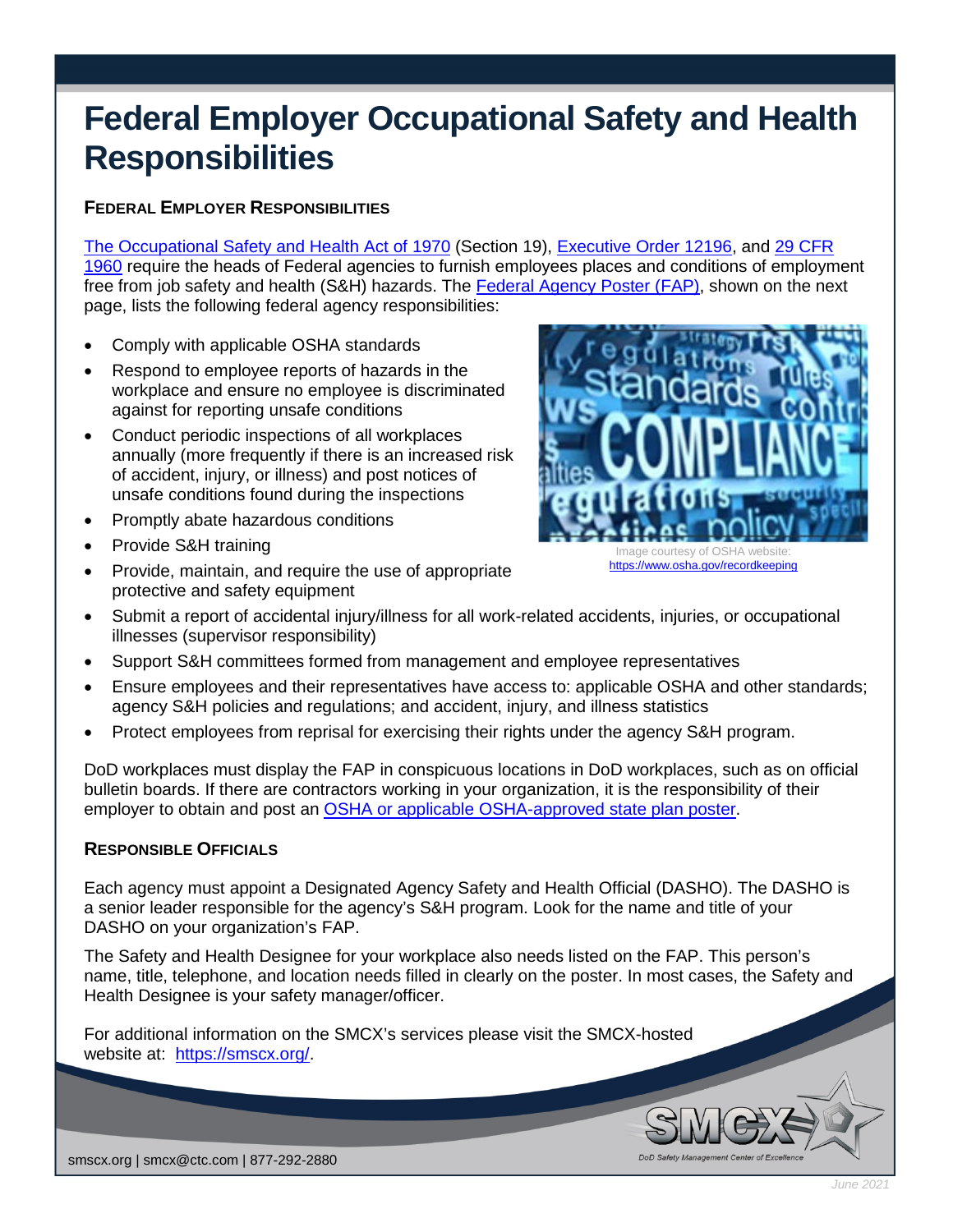# Federal Employer Occupational Safety and Health Responsibilities

## Federal Employer Responsibilities

The Occupational Safety and Health Act of 1970 (Section 19), Executive Order 12196, and 29 CFR 1960 require the heads of Federal agencies to furnish employees places and conditions of employment free from job safety and health (S&H) hazards. The Federal Agency Poster (FAP), shown on the next page, lists the following federal agency responsibilities:

- Comply with applicable OSHA standards
- Respond to employee reports of hazards in the workplace and ensure no employee is discriminated against for reporting unsafe conditions
- Conduct periodic inspections of all workplaces annually (more frequently if there is an increased risk of accident, injury, or illness) and post notices of unsafe conditions found during the inspections
- Promptly abate hazardous conditions
- Provide S&H training
- Provide, maintain, and require the use of appropriate protective and safety equipment
- Submit a report of accidental injury/illness for all work-related accidents, injuries, or occupational illnesses (supervisor responsibility)
- Support S&H committees formed from management and employee representatives
- Ensure employees and their representatives have access to: applicable OSHA and other standards; agency S&H policies and regulations; and accident, injury, and illness statistics
- Protect employees from reprisal for exercising their rights under the agency S&H program.

Image courtesy of OSHA website: https://www.osha.gov/recordkeeping

DoD workplaces must display the FAP in conspicuous locations in DoD workplaces, such as on official bulletin boards. If there are contractors working in your organization, it is the responsibility of their employer to obtain and post an OSHA or applicable OSHA-approved state plan poster.

## Responsible Officials

Each agency must appoint a Designated Agency Safety and Health Official (DASHO). The DASHO is a senior leader responsible for the agency's S&H program. Look for the name and title of your DASHO on your organization's FAP.

The Safety and Health Designee for your workplace also needs listed on the FAP. This person's name, title, telephone, and location needs filled in clearly on the poster. In most cases, the Safety and Health Designee is your safety manager/officer.

For additional information on the SMCX's services please visit the SMCX-hosted website at: https://smcsx.org/.

smcx.org | smcx@ctc.com | 877-292-2880

June 2021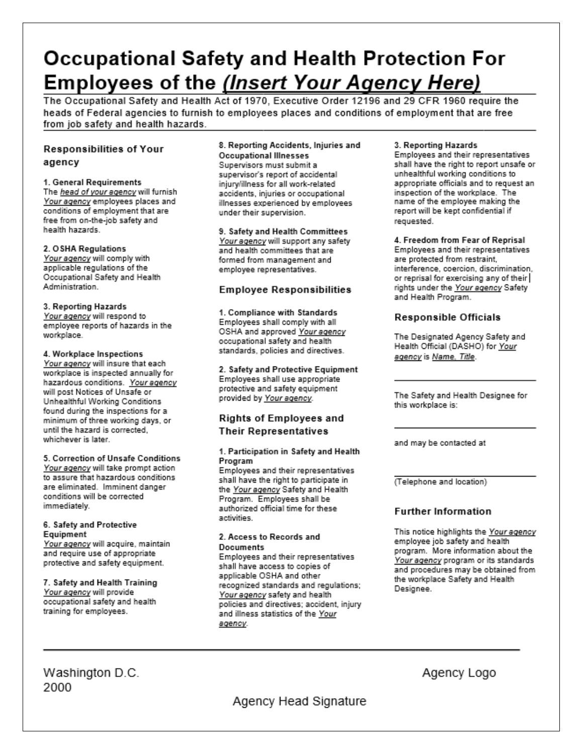# Occupational Safety and Health Protection For Employees of the *(Insert Your Agency Here)*

The Occupational Safety and Health Act of 1970, Executive Order 12196 and 29 CFR 1960 require the heads of Federal agencies to furnish to employees places and conditions of employment that are free from job safety and health hazards.

## Responsibilities of Your agency

**1. General Requirements**
The *head of your agency* will furnish *Your agency* employees places and conditions of employment that are free from on-the-job safety and health hazards.

**2. OSHA Regulations**
*Your agency* will comply with applicable regulations of the Occupational Safety and Health Administration.

**3. Reporting Hazards**
*Your agency* will respond to employee reports of hazards in the workplace.

**4. Workplace Inspections**
*Your agency* will insure that each workplace is inspected annually for hazardous conditions. *Your agency* will post Notices of Unsafe or Unhealthful Working Conditions found during the inspections for a minimum of three working days, or until the hazard is corrected, whichever is later.

**5. Correction of Unsafe Conditions**
*Your agency* will take prompt action to assure that hazardous conditions are eliminated. Imminent danger conditions will be corrected immediately.

**6. Safety and Protective Equipment**
*Your agency* will acquire, maintain and require use of appropriate protective and safety equipment.

**7. Safety and Health Training**
*Your agency* will provide occupational safety and health training for employees.

**8. Reporting Accidents, Injuries and Occupational Illnesses**
Supervisors must submit a supervisor's report of accidental injury/illness for all work-related accidents, injuries or occupational illnesses experienced by employees under their supervision.

**9. Safety and Health Committees**
*Your agency* will support any safety and health committees that are formed from management and employee representatives.

## Employee Responsibilities

**1. Compliance with Standards**
Employees shall comply with all OSHA and approved *Your agency* occupational safety and health standards, policies and directives.

**2. Safety and Protective Equipment**
Employees shall use appropriate protective and safety equipment provided by *Your agency*.

## Rights of Employees and Their Representatives

**1. Participation in Safety and Health Program**
Employees and their representatives shall have the right to participate in the *Your agency* Safety and Health Program. Employees shall be authorized official time for these activities.

**2. Access to Records and Documents**
Employees and their representatives shall have access to copies of applicable OSHA and other recognized standards and regulations; *Your agency* safety and health policies and directives; accident, injury and illness statistics of the *Your agency*.

**3. Reporting Hazards**
Employees and their representatives shall have the right to report unsafe or unhealthful working conditions to appropriate officials and to request an inspection of the workplace. The name of the employee making the report will be kept confidential if requested.

**4. Freedom from Fear of Reprisal**
Employees and their representatives are protected from restraint, interference, coercion, discrimination, or reprisal for exercising any of their rights under the *Your agency* Safety and Health Program.

## Responsible Officials

The Designated Agency Safety and Health Official (DASHO) for *Your agency* is *Name, Title*.

______________________________

The Safety and Health Designee for this workplace is:

______________________________

and may be contacted at

______________________________

(Telephone and location)

## Further Information

This notice highlights the *Your agency* employee job safety and health program. More information about the *Your agency* program or its standards and procedures may be obtained from the workplace Safety and Health Designee.

---

Washington D.C.
2000

Agency Logo

Agency Head Signature